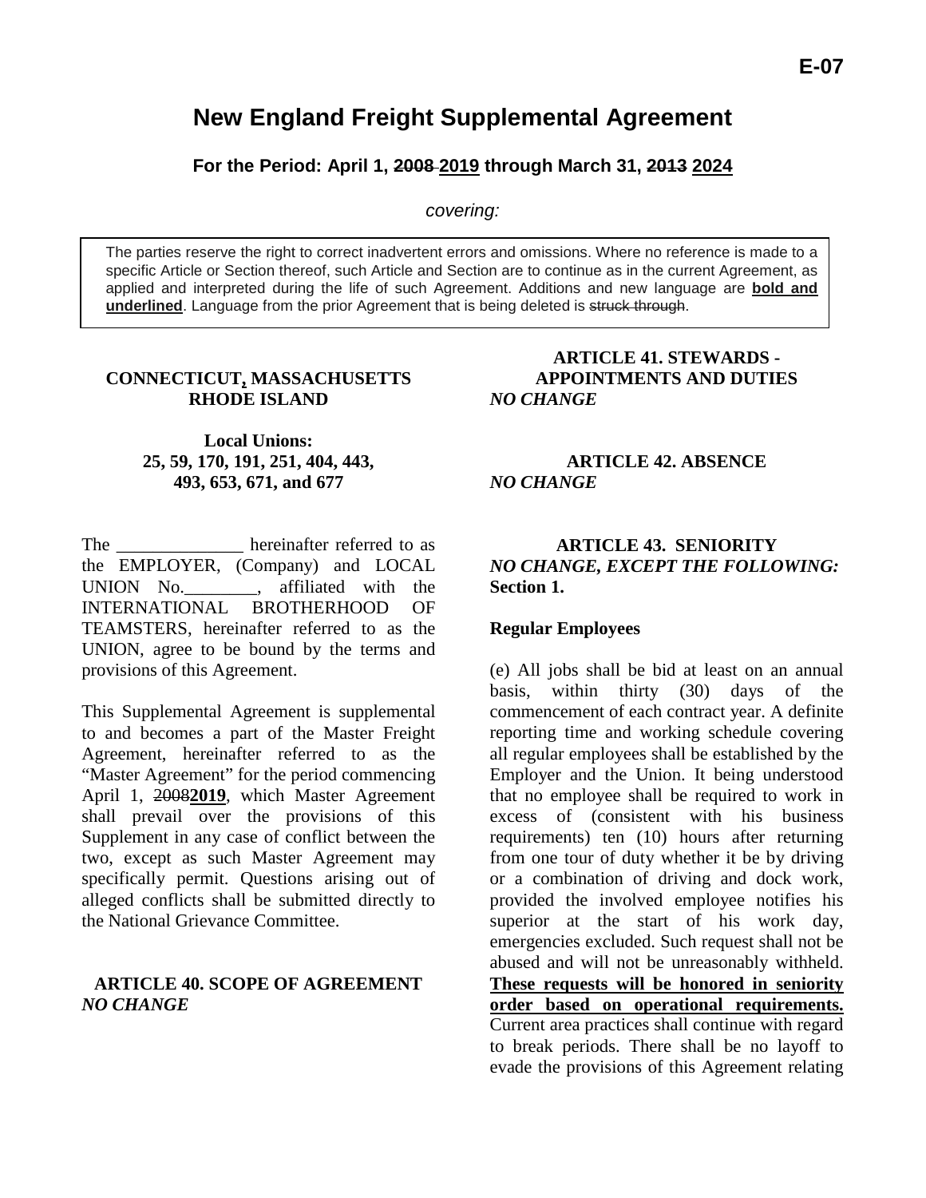E-07

# New England Freight Supplemental Agreement

**For the Period: April 1, ~~2008~~ **<u>2019</u>** through March 31, ~~2013~~ **<u>2024</u>****

*covering:*

> The parties reserve the right to correct inadvertent errors and omissions. Where no reference is made to a specific Article or Section thereof, such Article and Section are to continue as in the current Agreement, as applied and interpreted during the life of such Agreement. Additions and new language are **<u>bold and underlined</u>**. Language from the prior Agreement that is being deleted is ~~struck through~~.

**CONNECTICUT<u>,</u> MASSACHUSETTS RHODE ISLAND**

**Local Unions:**
**25, 59, 170, 191, 251, 404, 443, 493, 653, 671, and 677**

The ______________ hereinafter referred to as the EMPLOYER, (Company) and LOCAL UNION No.________, affiliated with the INTERNATIONAL BROTHERHOOD OF TEAMSTERS, hereinafter referred to as the UNION, agree to be bound by the terms and provisions of this Agreement.

This Supplemental Agreement is supplemental to and becomes a part of the Master Freight Agreement, hereinafter referred to as the "Master Agreement" for the period commencing April 1, ~~2008~~**<u>2019</u>**, which Master Agreement shall prevail over the provisions of this Supplement in any case of conflict between the two, except as such Master Agreement may specifically permit. Questions arising out of alleged conflicts shall be submitted directly to the National Grievance Committee.

## ARTICLE 40. SCOPE OF AGREEMENT

*NO CHANGE*

## ARTICLE 41. STEWARDS - APPOINTMENTS AND DUTIES

*NO CHANGE*

## ARTICLE 42. ABSENCE

*NO CHANGE*

## ARTICLE 43. SENIORITY

***NO CHANGE, EXCEPT THE FOLLOWING:***

**Section 1.**

**Regular Employees**

(e) All jobs shall be bid at least on an annual basis, within thirty (30) days of the commencement of each contract year. A definite reporting time and working schedule covering all regular employees shall be established by the Employer and the Union. It being understood that no employee shall be required to work in excess of (consistent with his business requirements) ten (10) hours after returning from one tour of duty whether it be by driving or a combination of driving and dock work, provided the involved employee notifies his superior at the start of his work day, emergencies excluded. Such request shall not be abused and will not be unreasonably withheld. **<u>These requests will be honored in seniority order based on operational requirements.</u>** Current area practices shall continue with regard to break periods. There shall be no layoff to evade the provisions of this Agreement relating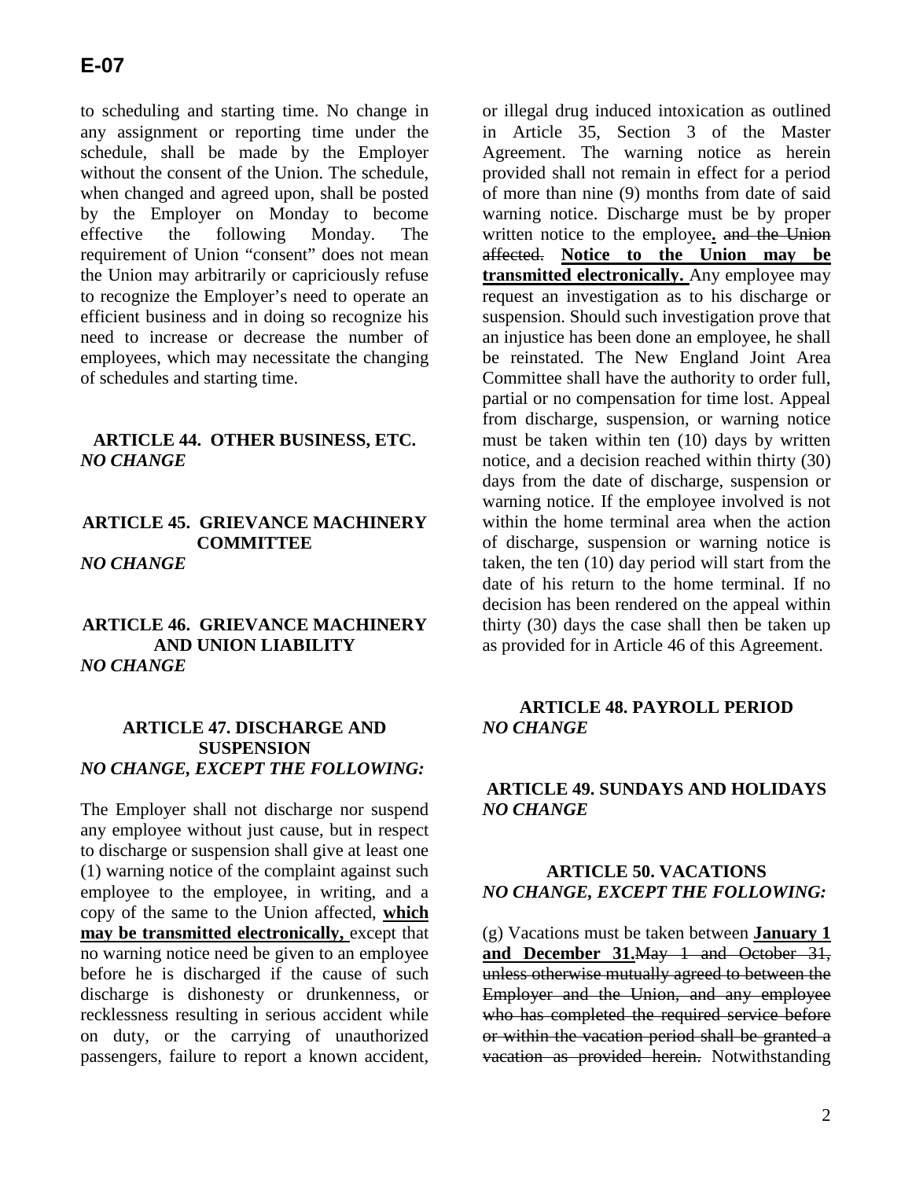to scheduling and starting time. No change in any assignment or reporting time under the schedule, shall be made by the Employer without the consent of the Union. The schedule, when changed and agreed upon, shall be posted by the Employer on Monday to become effective the following Monday. The requirement of Union "consent" does not mean the Union may arbitrarily or capriciously refuse to recognize the Employer's need to operate an efficient business and in doing so recognize his need to increase or decrease the number of employees, which may necessitate the changing of schedules and starting time.

### ARTICLE 44. OTHER BUSINESS, ETC.
*NO CHANGE*

### ARTICLE 45. GRIEVANCE MACHINERY COMMITTEE
*NO CHANGE*

### ARTICLE 46. GRIEVANCE MACHINERY AND UNION LIABILITY
*NO CHANGE*

### ARTICLE 47. DISCHARGE AND SUSPENSION
*NO CHANGE, EXCEPT THE FOLLOWING:*

The Employer shall not discharge nor suspend any employee without just cause, but in respect to discharge or suspension shall give at least one (1) warning notice of the complaint against such employee to the employee, in writing, and a copy of the same to the Union affected, **which may be transmitted electronically,** except that no warning notice need be given to an employee before he is discharged if the cause of such discharge is dishonesty or drunkenness, or recklessness resulting in serious accident while on duty, or the carrying of unauthorized passengers, failure to report a known accident, or illegal drug induced intoxication as outlined in Article 35, Section 3 of the Master Agreement. The warning notice as herein provided shall not remain in effect for a period of more than nine (9) months from date of said warning notice. Discharge must be by proper written notice to the employee**.** ~~and the Union affected.~~ **Notice to the Union may be transmitted electronically.** Any employee may request an investigation as to his discharge or suspension. Should such investigation prove that an injustice has been done an employee, he shall be reinstated. The New England Joint Area Committee shall have the authority to order full, partial or no compensation for time lost. Appeal from discharge, suspension, or warning notice must be taken within ten (10) days by written notice, and a decision reached within thirty (30) days from the date of discharge, suspension or warning notice. If the employee involved is not within the home terminal area when the action of discharge, suspension or warning notice is taken, the ten (10) day period will start from the date of his return to the home terminal. If no decision has been rendered on the appeal within thirty (30) days the case shall then be taken up as provided for in Article 46 of this Agreement.

### ARTICLE 48. PAYROLL PERIOD
*NO CHANGE*

### ARTICLE 49. SUNDAYS AND HOLIDAYS
*NO CHANGE*

### ARTICLE 50. VACATIONS
*NO CHANGE, EXCEPT THE FOLLOWING:*

(g) Vacations must be taken between **January 1 and December 31.**~~May 1 and October 31, unless otherwise mutually agreed to between the Employer and the Union, and any employee who has completed the required service before or within the vacation period shall be granted a vacation as provided herein.~~ Notwithstanding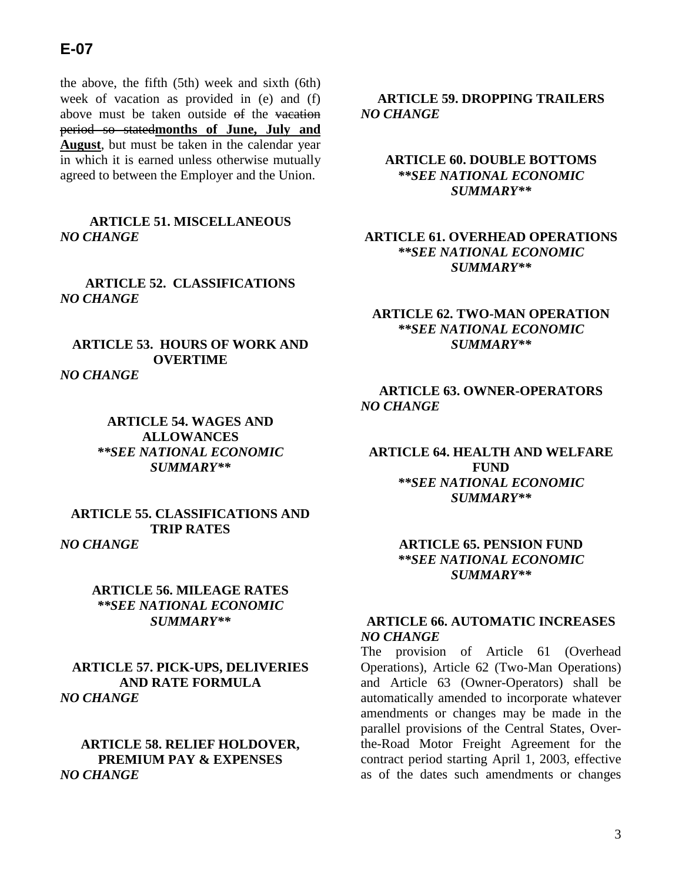the above, the fifth (5th) week and sixth (6th) week of vacation as provided in (e) and (f) above must be taken outside ~~of~~ the ~~vacation period so stated~~**<u>months of June, July and August</u>**, but must be taken in the calendar year in which it is earned unless otherwise mutually agreed to between the Employer and the Union.

**ARTICLE 51. MISCELLANEOUS**
*NO CHANGE*

**ARTICLE 52. CLASSIFICATIONS**
*NO CHANGE*

**ARTICLE 53. HOURS OF WORK AND OVERTIME**
*NO CHANGE*

**ARTICLE 54. WAGES AND ALLOWANCES**
***\*\*SEE NATIONAL ECONOMIC SUMMARY\*\****

**ARTICLE 55. CLASSIFICATIONS AND TRIP RATES**
*NO CHANGE*

**ARTICLE 56. MILEAGE RATES**
***\*\*SEE NATIONAL ECONOMIC SUMMARY\*\****

**ARTICLE 57. PICK-UPS, DELIVERIES AND RATE FORMULA**
*NO CHANGE*

**ARTICLE 58. RELIEF HOLDOVER, PREMIUM PAY & EXPENSES**
*NO CHANGE*

**ARTICLE 59. DROPPING TRAILERS**
*NO CHANGE*

**ARTICLE 60. DOUBLE BOTTOMS**
***\*\*SEE NATIONAL ECONOMIC SUMMARY\*\****

**ARTICLE 61. OVERHEAD OPERATIONS**
***\*\*SEE NATIONAL ECONOMIC SUMMARY\*\****

**ARTICLE 62. TWO-MAN OPERATION**
***\*\*SEE NATIONAL ECONOMIC SUMMARY\*\****

**ARTICLE 63. OWNER-OPERATORS**
*NO CHANGE*

**ARTICLE 64. HEALTH AND WELFARE FUND**
***\*\*SEE NATIONAL ECONOMIC SUMMARY\*\****

**ARTICLE 65. PENSION FUND**
***\*\*SEE NATIONAL ECONOMIC SUMMARY\*\****

**ARTICLE 66. AUTOMATIC INCREASES**
*NO CHANGE*

The provision of Article 61 (Overhead Operations), Article 62 (Two-Man Operations) and Article 63 (Owner-Operators) shall be automatically amended to incorporate whatever amendments or changes may be made in the parallel provisions of the Central States, Over-the-Road Motor Freight Agreement for the contract period starting April 1, 2003, effective as of the dates such amendments or changes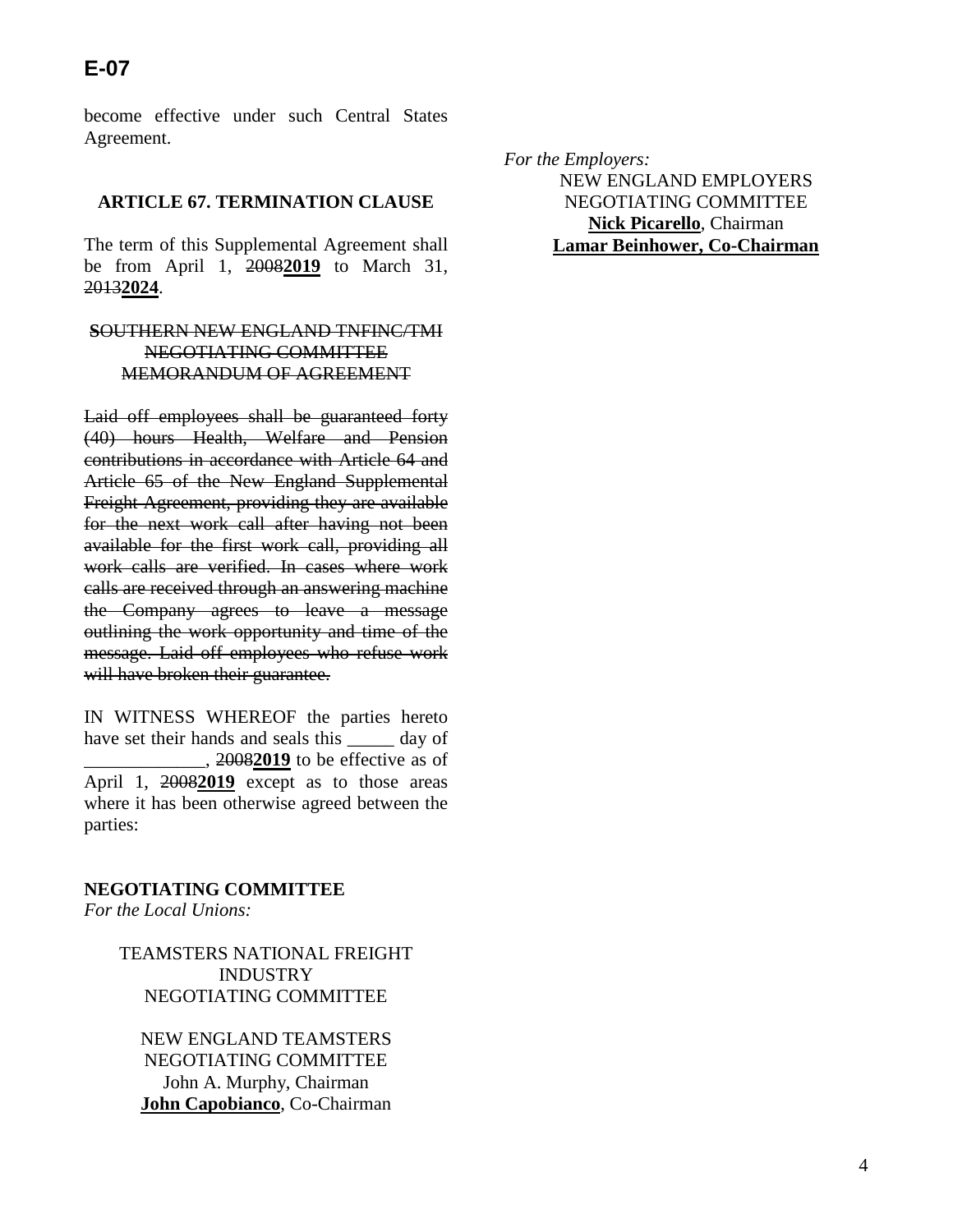become effective under such Central States Agreement.

**ARTICLE 67. TERMINATION CLAUSE**

The term of this Supplemental Agreement shall be from April 1, ~~2008~~**2019** to March 31, ~~2013~~**2024**.

~~**S**OUTHERN NEW ENGLAND TNFINC/TMI NEGOTIATING COMMITTEE MEMORANDUM OF AGREEMENT~~

~~Laid off employees shall be guaranteed forty (40) hours Health, Welfare and Pension contributions in accordance with Article 64 and Article 65 of the New England Supplemental Freight Agreement, providing they are available for the next work call after having not been available for the first work call, providing all work calls are verified. In cases where work calls are received through an answering machine the Company agrees to leave a message outlining the work opportunity and time of the message. Laid off employees who refuse work will have broken their guarantee.~~

IN WITNESS WHEREOF the parties hereto have set their hands and seals this _____ day of _____________, ~~2008~~**2019** to be effective as of April 1, ~~2008~~**2019** except as to those areas where it has been otherwise agreed between the parties:

**NEGOTIATING COMMITTEE**

*For the Local Unions:*

TEAMSTERS NATIONAL FREIGHT INDUSTRY NEGOTIATING COMMITTEE

NEW ENGLAND TEAMSTERS NEGOTIATING COMMITTEE
John A. Murphy, Chairman
**John Capobianco**, Co-Chairman

*For the Employers:*

NEW ENGLAND EMPLOYERS NEGOTIATING COMMITTEE
**Nick Picarello**, Chairman
**Lamar Beinhower, Co-Chairman**